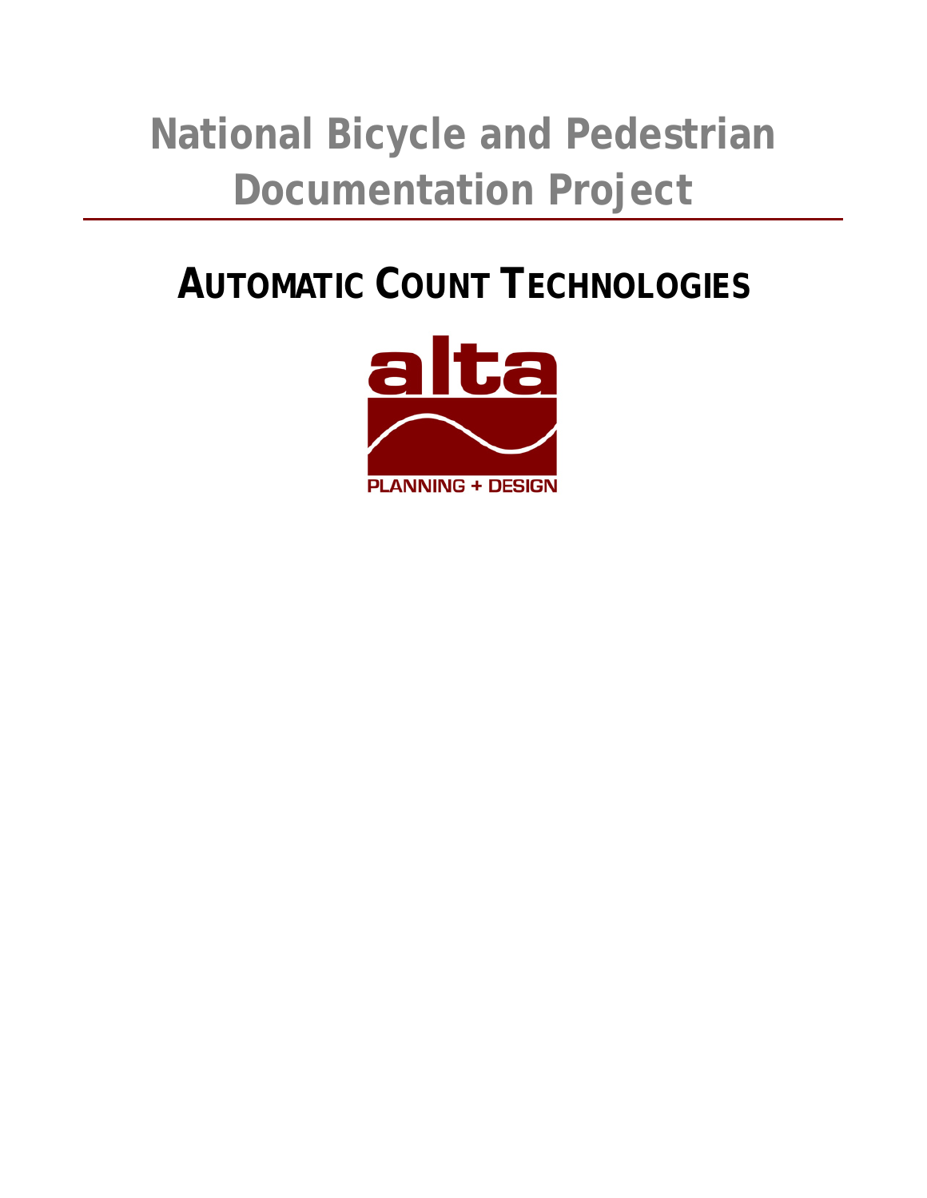# National Bicycle and Pedestrian Documentation Project

## AUTOMATIC COUNT TECHNOLOGIES

alta

PLANNING + DESIGN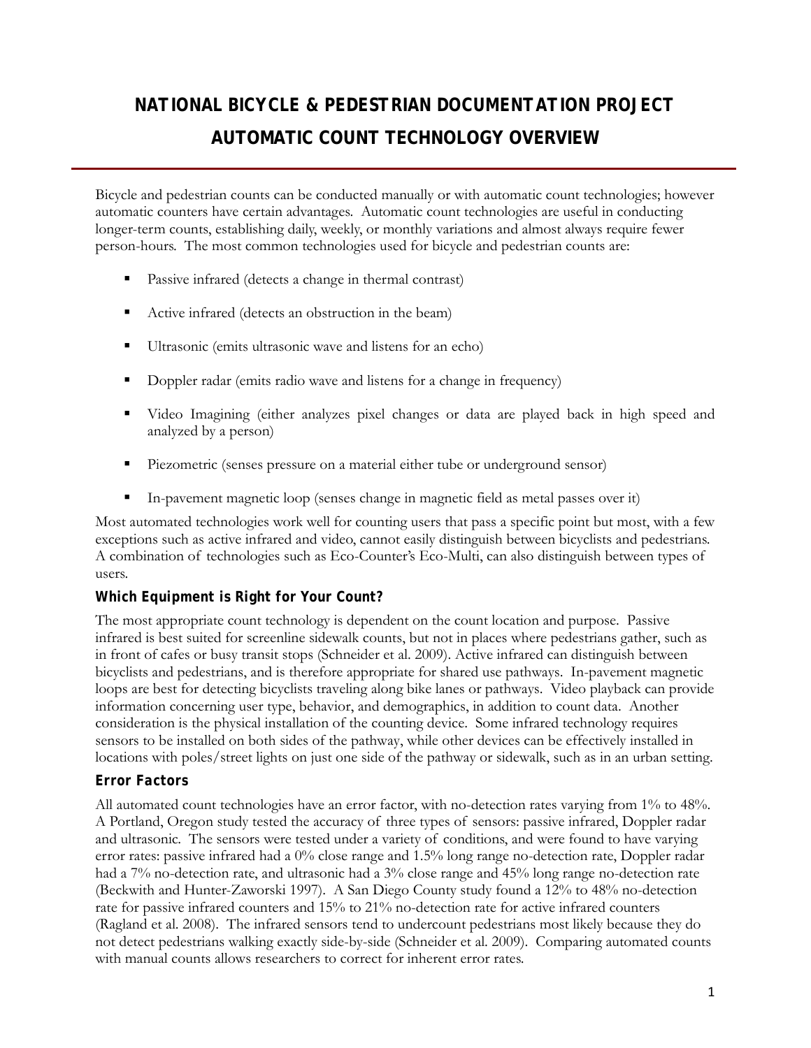# NATIONAL BICYCLE & PEDESTRIAN DOCUMENTATION PROJECT
# AUTOMATIC COUNT TECHNOLOGY OVERVIEW

Bicycle and pedestrian counts can be conducted manually or with automatic count technologies; however automatic counters have certain advantages. Automatic count technologies are useful in conducting longer-term counts, establishing daily, weekly, or monthly variations and almost always require fewer person-hours. The most common technologies used for bicycle and pedestrian counts are:

- Passive infrared (detects a change in thermal contrast)
- Active infrared (detects an obstruction in the beam)
- Ultrasonic (emits ultrasonic wave and listens for an echo)
- Doppler radar (emits radio wave and listens for a change in frequency)
- Video Imagining (either analyzes pixel changes or data are played back in high speed and analyzed by a person)
- Piezometric (senses pressure on a material either tube or underground sensor)
- In-pavement magnetic loop (senses change in magnetic field as metal passes over it)

Most automated technologies work well for counting users that pass a specific point but most, with a few exceptions such as active infrared and video, cannot easily distinguish between bicyclists and pedestrians. A combination of technologies such as Eco-Counter's Eco-Multi, can also distinguish between types of users.

### Which Equipment is Right for Your Count?

The most appropriate count technology is dependent on the count location and purpose. Passive infrared is best suited for screenline sidewalk counts, but not in places where pedestrians gather, such as in front of cafes or busy transit stops (Schneider et al. 2009). Active infrared can distinguish between bicyclists and pedestrians, and is therefore appropriate for shared use pathways. In-pavement magnetic loops are best for detecting bicyclists traveling along bike lanes or pathways. Video playback can provide information concerning user type, behavior, and demographics, in addition to count data. Another consideration is the physical installation of the counting device. Some infrared technology requires sensors to be installed on both sides of the pathway, while other devices can be effectively installed in locations with poles/street lights on just one side of the pathway or sidewalk, such as in an urban setting.

### Error Factors

All automated count technologies have an error factor, with no-detection rates varying from 1% to 48%. A Portland, Oregon study tested the accuracy of three types of sensors: passive infrared, Doppler radar and ultrasonic. The sensors were tested under a variety of conditions, and were found to have varying error rates: passive infrared had a 0% close range and 1.5% long range no-detection rate, Doppler radar had a 7% no-detection rate, and ultrasonic had a 3% close range and 45% long range no-detection rate (Beckwith and Hunter-Zaworski 1997). A San Diego County study found a 12% to 48% no-detection rate for passive infrared counters and 15% to 21% no-detection rate for active infrared counters (Ragland et al. 2008). The infrared sensors tend to undercount pedestrians most likely because they do not detect pedestrians walking exactly side-by-side (Schneider et al. 2009). Comparing automated counts with manual counts allows researchers to correct for inherent error rates.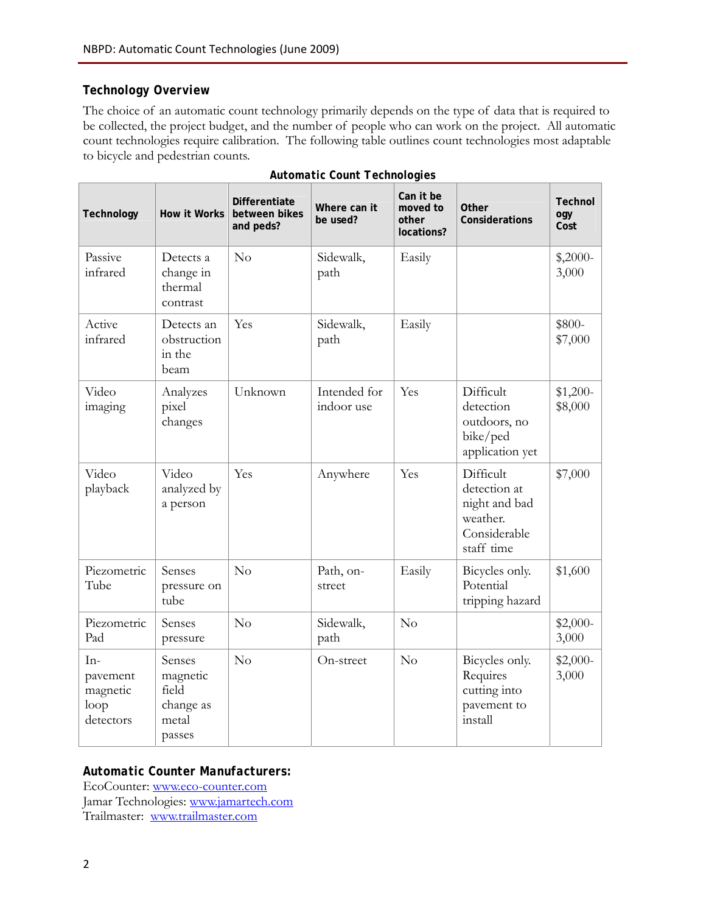## Technology Overview

The choice of an automatic count technology primarily depends on the type of data that is required to be collected, the project budget, and the number of people who can work on the project. All automatic count technologies require calibration. The following table outlines count technologies most adaptable to bicycle and pedestrian counts.

**Automatic Count Technologies**

| Technology | How it Works | Differentiate between bikes and peds? | Where can it be used? | Can it be moved to other locations? | Other Considerations | Technology Cost |
|---|---|---|---|---|---|---|
| Passive infrared | Detects a change in thermal contrast | No | Sidewalk, path | Easily | | $2000-3,000 |
| Active infrared | Detects an obstruction in the beam | Yes | Sidewalk, path | Easily | | $800-$7,000 |
| Video imaging | Analyzes pixel changes | Unknown | Intended for indoor use | Yes | Difficult detection outdoors, no bike/ped application yet | $1,200-$8,000 |
| Video playback | Video analyzed by a person | Yes | Anywhere | Yes | Difficult detection at night and bad weather. Considerable staff time | $7,000 |
| Piezometric Tube | Senses pressure on tube | No | Path, on-street | Easily | Bicycles only. Potential tripping hazard | $1,600 |
| Piezometric Pad | Senses pressure | No | Sidewalk, path | No | | $2,000-3,000 |
| In-pavement magnetic loop detectors | Senses magnetic field change as metal passes | No | On-street | No | Bicycles only. Requires cutting into pavement to install | $2,000-3,000 |

**Automatic Counter Manufacturers:**

EcoCounter: www.eco-counter.com
Jamar Technologies: www.jamartech.com
Trailmaster: www.trailmaster.com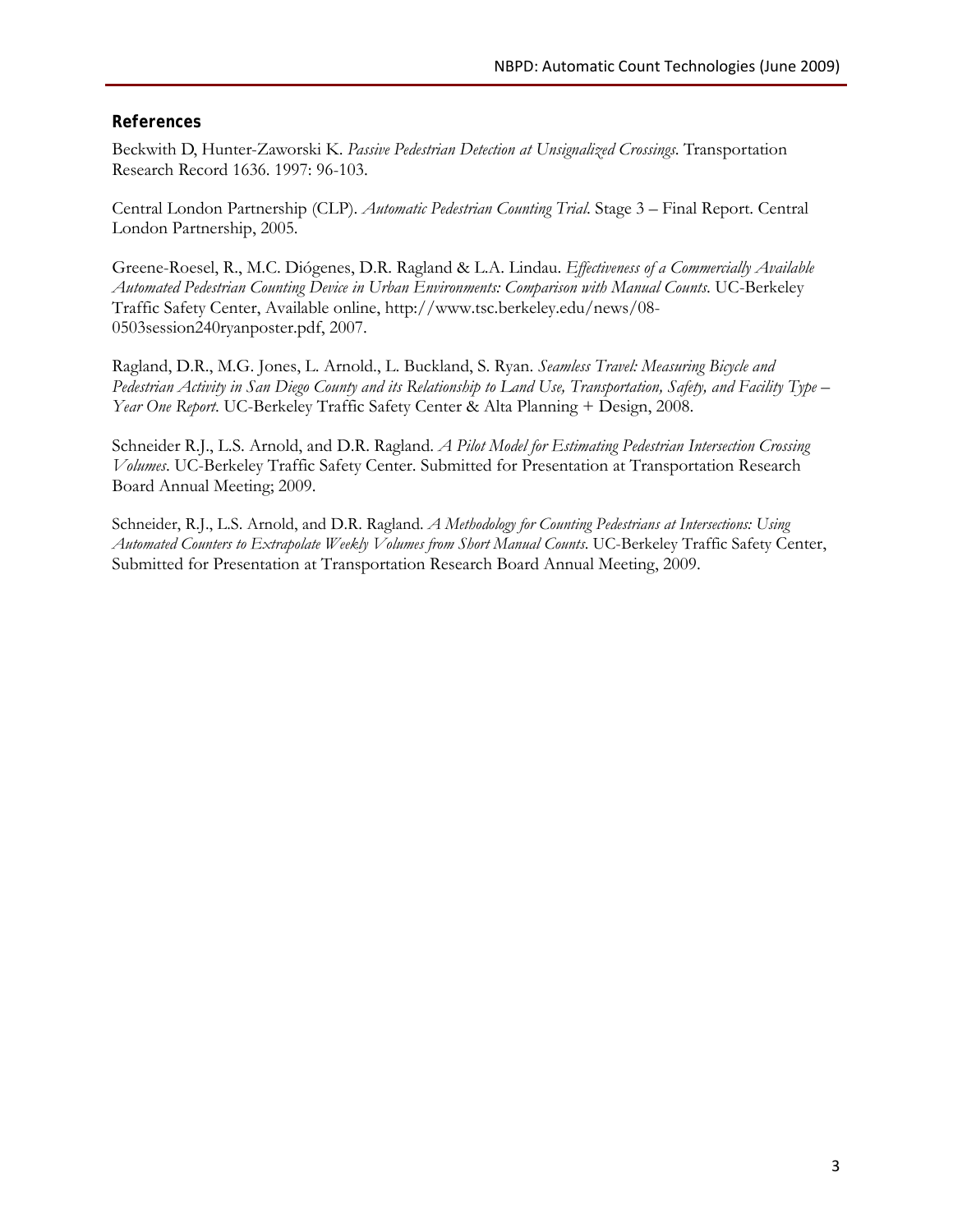## References

Beckwith D, Hunter-Zaworski K. *Passive Pedestrian Detection at Unsignalized Crossings*. Transportation Research Record 1636. 1997: 96-103.

Central London Partnership (CLP). *Automatic Pedestrian Counting Trial*. Stage 3 – Final Report. Central London Partnership, 2005.

Greene-Roesel, R., M.C. Diógenes, D.R. Ragland & L.A. Lindau. *Effectiveness of a Commercially Available Automated Pedestrian Counting Device in Urban Environments: Comparison with Manual Counts*. UC-Berkeley Traffic Safety Center, Available online, http://www.tsc.berkeley.edu/news/08-0503session240ryanposter.pdf, 2007.

Ragland, D.R., M.G. Jones, L. Arnold., L. Buckland, S. Ryan. *Seamless Travel: Measuring Bicycle and Pedestrian Activity in San Diego County and its Relationship to Land Use, Transportation, Safety, and Facility Type – Year One Report*. UC-Berkeley Traffic Safety Center & Alta Planning + Design, 2008.

Schneider R.J., L.S. Arnold, and D.R. Ragland. *A Pilot Model for Estimating Pedestrian Intersection Crossing Volumes*. UC-Berkeley Traffic Safety Center. Submitted for Presentation at Transportation Research Board Annual Meeting; 2009.

Schneider, R.J., L.S. Arnold, and D.R. Ragland. *A Methodology for Counting Pedestrians at Intersections: Using Automated Counters to Extrapolate Weekly Volumes from Short Manual Counts*. UC-Berkeley Traffic Safety Center, Submitted for Presentation at Transportation Research Board Annual Meeting, 2009.